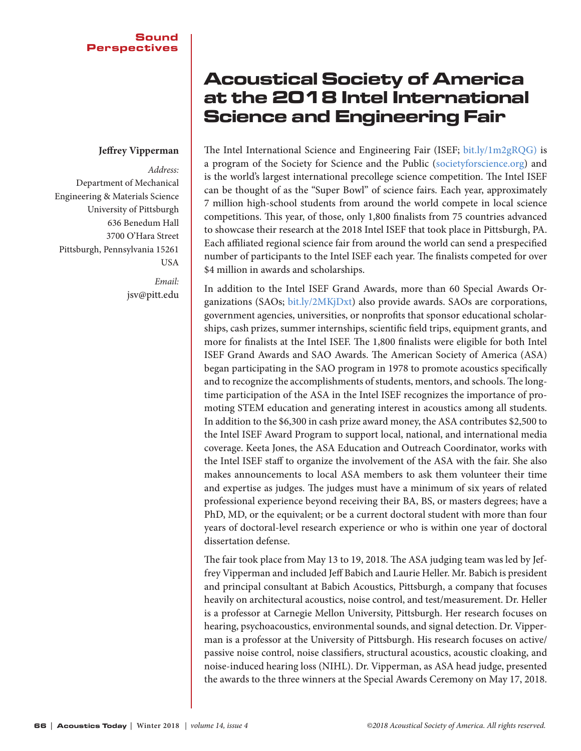Sound Perspectives

# Acoustical Society of America at the 2018 Intel International Science and Engineering Fair

**Jeffrey Vipperman**

*Address:*
Department of Mechanical Engineering & Materials Science
University of Pittsburgh
636 Benedum Hall
3700 O'Hara Street
Pittsburgh, Pennsylvania 15261
USA

*Email:*
jsv@pitt.edu

The Intel International Science and Engineering Fair (ISEF; bit.ly/1m2gRQG) is a program of the Society for Science and the Public (societyforscience.org) and is the world's largest international precollege science competition. The Intel ISEF can be thought of as the "Super Bowl" of science fairs. Each year, approximately 7 million high-school students from around the world compete in local science competitions. This year, of those, only 1,800 finalists from 75 countries advanced to showcase their research at the 2018 Intel ISEF that took place in Pittsburgh, PA. Each affiliated regional science fair from around the world can send a prespecified number of participants to the Intel ISEF each year. The finalists competed for over $4 million in awards and scholarships.

In addition to the Intel ISEF Grand Awards, more than 60 Special Awards Organizations (SAOs; bit.ly/2MKjDxt) also provide awards. SAOs are corporations, government agencies, universities, or nonprofits that sponsor educational scholarships, cash prizes, summer internships, scientific field trips, equipment grants, and more for finalists at the Intel ISEF. The 1,800 finalists were eligible for both Intel ISEF Grand Awards and SAO Awards. The American Society of America (ASA) began participating in the SAO program in 1978 to promote acoustics specifically and to recognize the accomplishments of students, mentors, and schools. The longtime participation of the ASA in the Intel ISEF recognizes the importance of promoting STEM education and generating interest in acoustics among all students. In addition to the $6,300 in cash prize award money, the ASA contributes $2,500 to the Intel ISEF Award Program to support local, national, and international media coverage. Keeta Jones, the ASA Education and Outreach Coordinator, works with the Intel ISEF staff to organize the involvement of the ASA with the fair. She also makes announcements to local ASA members to ask them volunteer their time and expertise as judges. The judges must have a minimum of six years of related professional experience beyond receiving their BA, BS, or masters degrees; have a PhD, MD, or the equivalent; or be a current doctoral student with more than four years of doctoral-level research experience or who is within one year of doctoral dissertation defense.

The fair took place from May 13 to 19, 2018. The ASA judging team was led by Jeffrey Vipperman and included Jeff Babich and Laurie Heller. Mr. Babich is president and principal consultant at Babich Acoustics, Pittsburgh, a company that focuses heavily on architectural acoustics, noise control, and test/measurement. Dr. Heller is a professor at Carnegie Mellon University, Pittsburgh. Her research focuses on hearing, psychoacoustics, environmental sounds, and signal detection. Dr. Vipperman is a professor at the University of Pittsburgh. His research focuses on active/passive noise control, noise classifiers, structural acoustics, acoustic cloaking, and noise-induced hearing loss (NIHL). Dr. Vipperman, as ASA head judge, presented the awards to the three winners at the Special Awards Ceremony on May 17, 2018.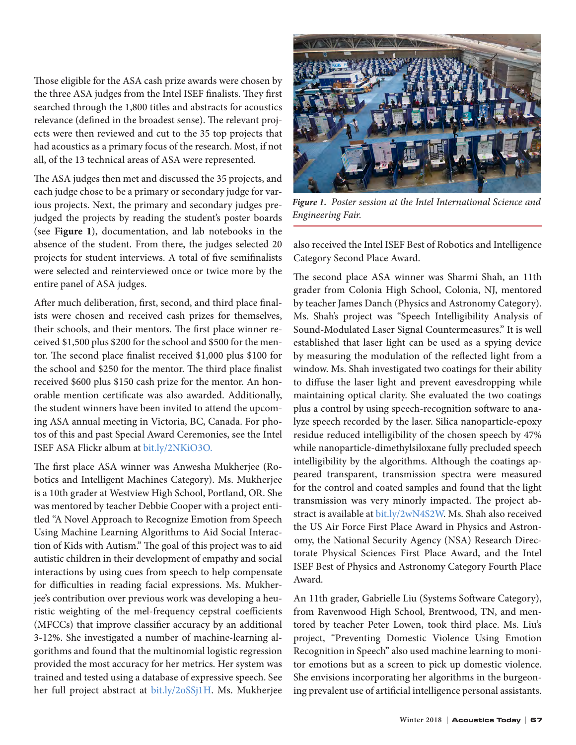Those eligible for the ASA cash prize awards were chosen by the three ASA judges from the Intel ISEF finalists. They first searched through the 1,800 titles and abstracts for acoustics relevance (defined in the broadest sense). The relevant projects were then reviewed and cut to the 35 top projects that had acoustics as a primary focus of the research. Most, if not all, of the 13 technical areas of ASA were represented.

The ASA judges then met and discussed the 35 projects, and each judge chose to be a primary or secondary judge for various projects. Next, the primary and secondary judges prejudged the projects by reading the student's poster boards (see **Figure 1**), documentation, and lab notebooks in the absence of the student. From there, the judges selected 20 projects for student interviews. A total of five semifinalists were selected and reinterviewed once or twice more by the entire panel of ASA judges.

After much deliberation, first, second, and third place finalists were chosen and received cash prizes for themselves, their schools, and their mentors. The first place winner received $1,500 plus $200 for the school and $500 for the mentor. The second place finalist received $1,000 plus $100 for the school and $250 for the mentor. The third place finalist received $600 plus $150 cash prize for the mentor. An honorable mention certificate was also awarded. Additionally, the student winners have been invited to attend the upcoming ASA annual meeting in Victoria, BC, Canada. For photos of this and past Special Award Ceremonies, see the Intel ISEF ASA Flickr album at bit.ly/2NKiO3O.

The first place ASA winner was Anwesha Mukherjee (Robotics and Intelligent Machines Category). Ms. Mukherjee is a 10th grader at Westview High School, Portland, OR. She was mentored by teacher Debbie Cooper with a project entitled "A Novel Approach to Recognize Emotion from Speech Using Machine Learning Algorithms to Aid Social Interaction of Kids with Autism." The goal of this project was to aid autistic children in their development of empathy and social interactions by using cues from speech to help compensate for difficulties in reading facial expressions. Ms. Mukherjee's contribution over previous work was developing a heuristic weighting of the mel-frequency cepstral coefficients (MFCCs) that improve classifier accuracy by an additional 3-12%. She investigated a number of machine-learning algorithms and found that the multinomial logistic regression provided the most accuracy for her metrics. Her system was trained and tested using a database of expressive speech. See her full project abstract at bit.ly/2oSSj1H. Ms. Mukherjee also received the Intel ISEF Best of Robotics and Intelligence Category Second Place Award.

*Figure 1. Poster session at the Intel International Science and Engineering Fair.*

The second place ASA winner was Sharmi Shah, an 11th grader from Colonia High School, Colonia, NJ, mentored by teacher James Danch (Physics and Astronomy Category). Ms. Shah's project was "Speech Intelligibility Analysis of Sound-Modulated Laser Signal Countermeasures." It is well established that laser light can be used as a spying device by measuring the modulation of the reflected light from a window. Ms. Shah investigated two coatings for their ability to diffuse the laser light and prevent eavesdropping while maintaining optical clarity. She evaluated the two coatings plus a control by using speech-recognition software to analyze speech recorded by the laser. Silica nanoparticle-epoxy residue reduced intelligibility of the chosen speech by 47% while nanoparticle-dimethylsiloxane fully precluded speech intelligibility by the algorithms. Although the coatings appeared transparent, transmission spectra were measured for the control and coated samples and found that the light transmission was very minorly impacted. The project abstract is available at bit.ly/2wN4S2W. Ms. Shah also received the US Air Force First Place Award in Physics and Astronomy, the National Security Agency (NSA) Research Directorate Physical Sciences First Place Award, and the Intel ISEF Best of Physics and Astronomy Category Fourth Place Award.

An 11th grader, Gabrielle Liu (Systems Software Category), from Ravenwood High School, Brentwood, TN, and mentored by teacher Peter Lowen, took third place. Ms. Liu's project, "Preventing Domestic Violence Using Emotion Recognition in Speech" also used machine learning to monitor emotions but as a screen to pick up domestic violence. She envisions incorporating her algorithms in the burgeoning prevalent use of artificial intelligence personal assistants.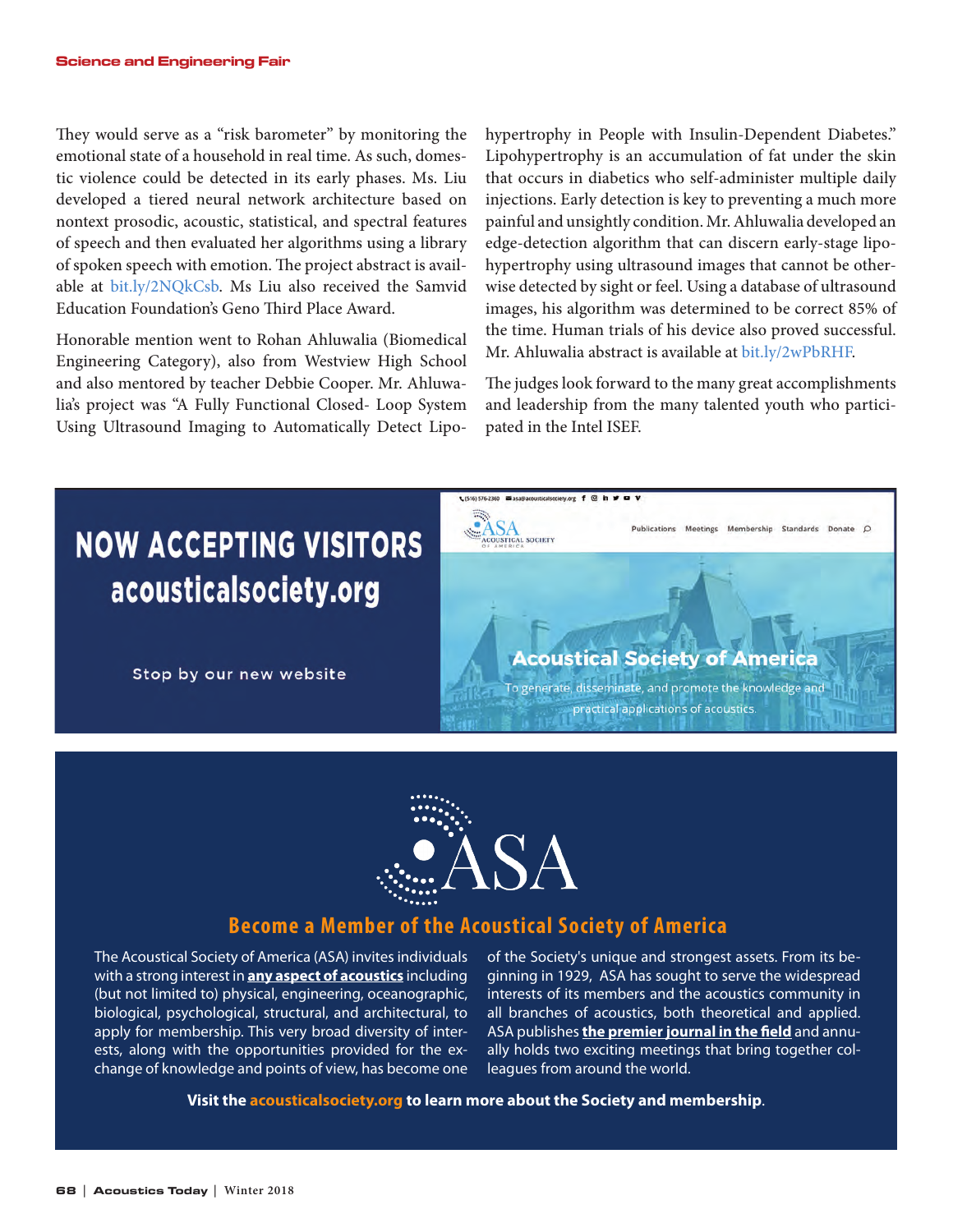They would serve as a "risk barometer" by monitoring the emotional state of a household in real time. As such, domestic violence could be detected in its early phases. Ms. Liu developed a tiered neural network architecture based on nontext prosodic, acoustic, statistical, and spectral features of speech and then evaluated her algorithms using a library of spoken speech with emotion. The project abstract is available at bit.ly/2NQkCsb. Ms Liu also received the Samvid Education Foundation's Geno Third Place Award.

Honorable mention went to Rohan Ahluwalia (Biomedical Engineering Category), also from Westview High School and also mentored by teacher Debbie Cooper. Mr. Ahluwalia's project was "A Fully Functional Closed- Loop System Using Ultrasound Imaging to Automatically Detect Lipohypertrophy in People with Insulin-Dependent Diabetes." Lipohypertrophy is an accumulation of fat under the skin that occurs in diabetics who self-administer multiple daily injections. Early detection is key to preventing a much more painful and unsightly condition. Mr. Ahluwalia developed an edge-detection algorithm that can discern early-stage lipohypertrophy using ultrasound images that cannot be otherwise detected by sight or feel. Using a database of ultrasound images, his algorithm was determined to be correct 85% of the time. Human trials of his device also proved successful. Mr. Ahluwalia abstract is available at bit.ly/2wPbRHF.

The judges look forward to the many great accomplishments and leadership from the many talented youth who participated in the Intel ISEF.

**NOW ACCEPTING VISITORS**
**acousticalsociety.org**

Stop by our new website

Acoustical Society of America

To generate, disseminate, and promote the knowledge and practical applications of acoustics.

## Become a Member of the Acoustical Society of America

The Acoustical Society of America (ASA) invites individuals with a strong interest in **any aspect of acoustics** including (but not limited to) physical, engineering, oceanographic, biological, psychological, structural, and architectural, to apply for membership. This very broad diversity of interests, along with the opportunities provided for the exchange of knowledge and points of view, has become one of the Society's unique and strongest assets. From its beginning in 1929, ASA has sought to serve the widespread interests of its members and the acoustics community in all branches of acoustics, both theoretical and applied. ASA publishes **the premier journal in the field** and annually holds two exciting meetings that bring together colleagues from around the world.

**Visit the acousticalsociety.org to learn more about the Society and membership.**